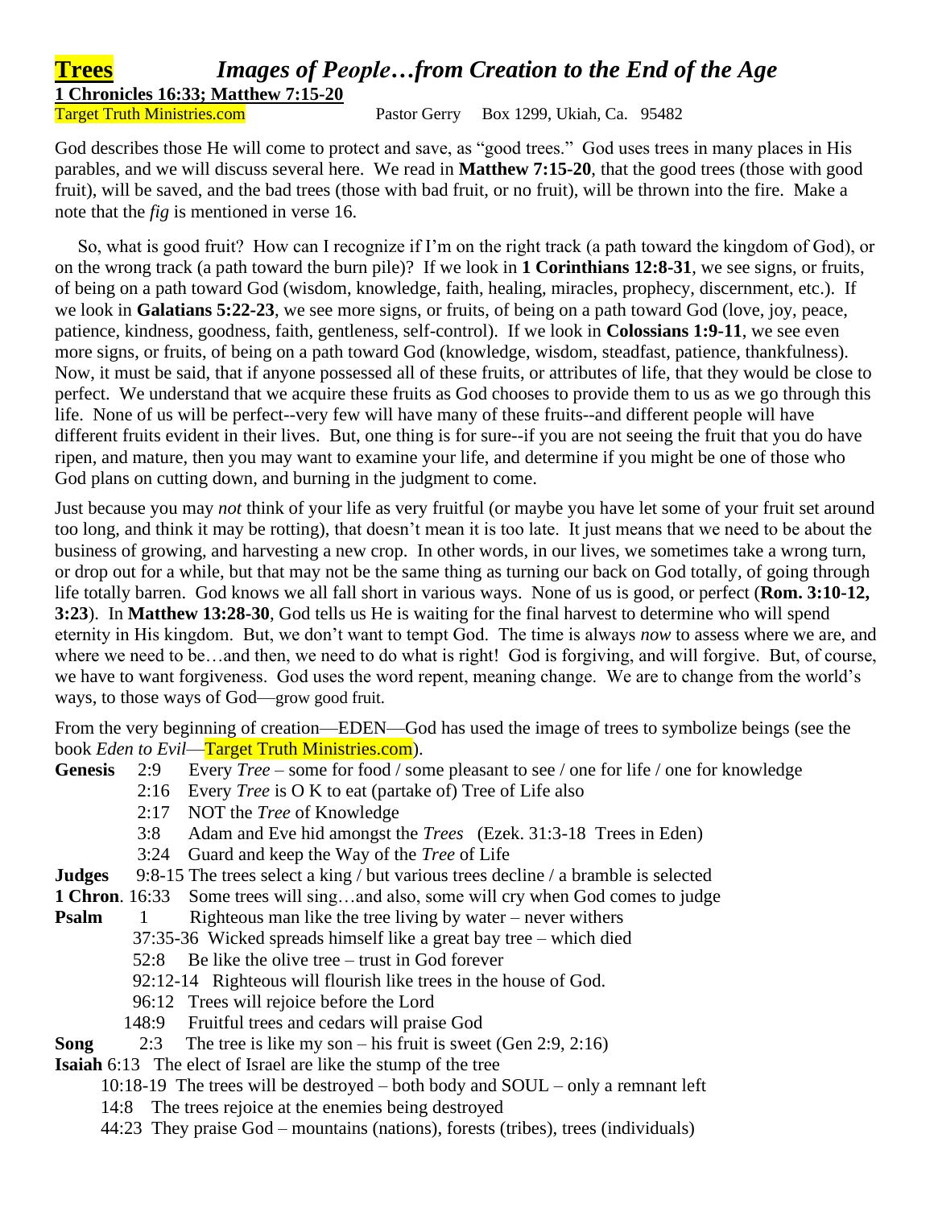# **Trees** *Images of People…from Creation to the End of the Age*

**1 Chronicles 16:33; Matthew 7:15-20**

Target Truth Ministries.com Pastor Gerry Box 1299, Ukiah, Ca. 95482

God describes those He will come to protect and save, as "good trees." God uses trees in many places in His parables, and we will discuss several here. We read in **Matthew 7:15-20**, that the good trees (those with good fruit), will be saved, and the bad trees (those with bad fruit, or no fruit), will be thrown into the fire. Make a note that the *fig* is mentioned in verse 16.

So, what is good fruit? How can I recognize if I'm on the right track (a path toward the kingdom of God), or on the wrong track (a path toward the burn pile)? If we look in **1 Corinthians 12:8-31**, we see signs, or fruits, of being on a path toward God (wisdom, knowledge, faith, healing, miracles, prophecy, discernment, etc.). If we look in **Galatians 5:22-23**, we see more signs, or fruits, of being on a path toward God (love, joy, peace, patience, kindness, goodness, faith, gentleness, self-control). If we look in **Colossians 1:9-11**, we see even more signs, or fruits, of being on a path toward God (knowledge, wisdom, steadfast, patience, thankfulness). Now, it must be said, that if anyone possessed all of these fruits, or attributes of life, that they would be close to perfect. We understand that we acquire these fruits as God chooses to provide them to us as we go through this life. None of us will be perfect--very few will have many of these fruits--and different people will have different fruits evident in their lives. But, one thing is for sure--if you are not seeing the fruit that you do have ripen, and mature, then you may want to examine your life, and determine if you might be one of those who God plans on cutting down, and burning in the judgment to come.

Just because you may *not* think of your life as very fruitful (or maybe you have let some of your fruit set around too long, and think it may be rotting), that doesn't mean it is too late. It just means that we need to be about the business of growing, and harvesting a new crop. In other words, in our lives, we sometimes take a wrong turn, or drop out for a while, but that may not be the same thing as turning our back on God totally, of going through life totally barren. God knows we all fall short in various ways. None of us is good, or perfect (**Rom. 3:10-12, 3:23**). In **Matthew 13:28-30**, God tells us He is waiting for the final harvest to determine who will spend eternity in His kingdom. But, we don't want to tempt God. The time is always *now* to assess where we are, and where we need to be…and then, we need to do what is right! God is forgiving, and will forgive. But, of course, we have to want forgiveness. God uses the word repent, meaning change. We are to change from the world's ways, to those ways of God—grow good fruit.

From the very beginning of creation—EDEN—God has used the image of trees to symbolize beings (see the book *Eden to Evil*—Target Truth Ministries.com).

**Genesis** 2:9 Every *Tree* – some for food / some pleasant to see / one for life / one for knowledge
2:16 Every *Tree* is O K to eat (partake of) Tree of Life also
2:17 NOT the *Tree* of Knowledge
3:8 Adam and Eve hid amongst the *Trees* (Ezek. 31:3-18 Trees in Eden)
3:24 Guard and keep the Way of the *Tree* of Life

**Judges** 9:8-15 The trees select a king / but various trees decline / a bramble is selected

**1 Chron**. 16:33 Some trees will sing…and also, some will cry when God comes to judge

**Psalm** 1 Righteous man like the tree living by water – never withers
37:35-36 Wicked spreads himself like a great bay tree – which died
52:8 Be like the olive tree – trust in God forever
92:12-14 Righteous will flourish like trees in the house of God.
96:12 Trees will rejoice before the Lord
148:9 Fruitful trees and cedars will praise God

**Song** 2:3 The tree is like my son – his fruit is sweet (Gen 2:9, 2:16)

**Isaiah** 6:13 The elect of Israel are like the stump of the tree
10:18-19 The trees will be destroyed – both body and SOUL – only a remnant left
14:8 The trees rejoice at the enemies being destroyed
44:23 They praise God – mountains (nations), forests (tribes), trees (individuals)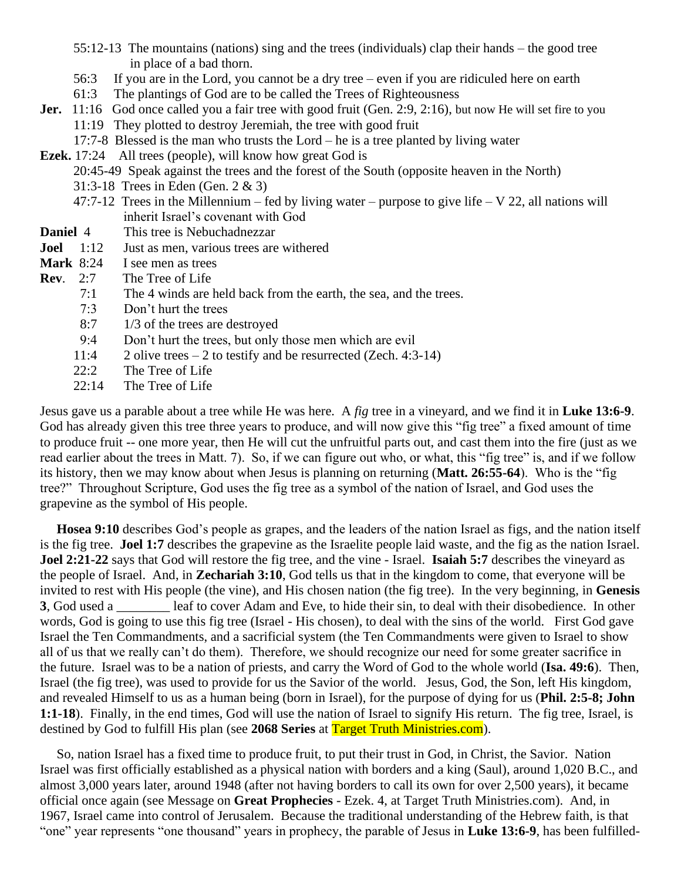55:12-13 The mountains (nations) sing and the trees (individuals) clap their hands – the good tree in place of a bad thorn.
56:3 If you are in the Lord, you cannot be a dry tree – even if you are ridiculed here on earth
61:3 The plantings of God are to be called the Trees of Righteousness

**Jer.** 11:16 God once called you a fair tree with good fruit (Gen. 2:9, 2:16), but now He will set fire to you
11:19 They plotted to destroy Jeremiah, the tree with good fruit
17:7-8 Blessed is the man who trusts the Lord – he is a tree planted by living water

**Ezek.** 17:24 All trees (people), will know how great God is
20:45-49 Speak against the trees and the forest of the South (opposite heaven in the North)
31:3-18 Trees in Eden (Gen. 2 & 3)
47:7-12 Trees in the Millennium – fed by living water – purpose to give life – V 22, all nations will inherit Israel's covenant with God

**Daniel** 4 This tree is Nebuchadnezzar

**Joel** 1:12 Just as men, various trees are withered

**Mark** 8:24 I see men as trees

**Rev**. 2:7 The Tree of Life
7:1 The 4 winds are held back from the earth, the sea, and the trees.
7:3 Don't hurt the trees
8:7 1/3 of the trees are destroyed
9:4 Don't hurt the trees, but only those men which are evil
11:4 2 olive trees – 2 to testify and be resurrected (Zech. 4:3-14)
22:2 The Tree of Life
22:14 The Tree of Life

Jesus gave us a parable about a tree while He was here. A *fig* tree in a vineyard, and we find it in **Luke 13:6-9**. God has already given this tree three years to produce, and will now give this "fig tree" a fixed amount of time to produce fruit -- one more year, then He will cut the unfruitful parts out, and cast them into the fire (just as we read earlier about the trees in Matt. 7). So, if we can figure out who, or what, this "fig tree" is, and if we follow its history, then we may know about when Jesus is planning on returning (**Matt. 26:55-64**). Who is the "fig tree?" Throughout Scripture, God uses the fig tree as a symbol of the nation of Israel, and God uses the grapevine as the symbol of His people.

**Hosea 9:10** describes God's people as grapes, and the leaders of the nation Israel as figs, and the nation itself is the fig tree. **Joel 1:7** describes the grapevine as the Israelite people laid waste, and the fig as the nation Israel. **Joel 2:21-22** says that God will restore the fig tree, and the vine - Israel. **Isaiah 5:7** describes the vineyard as the people of Israel. And, in **Zechariah 3:10**, God tells us that in the kingdom to come, that everyone will be invited to rest with His people (the vine), and His chosen nation (the fig tree). In the very beginning, in **Genesis 3**, God used a ________ leaf to cover Adam and Eve, to hide their sin, to deal with their disobedience. In other words, God is going to use this fig tree (Israel - His chosen), to deal with the sins of the world. First God gave Israel the Ten Commandments, and a sacrificial system (the Ten Commandments were given to Israel to show all of us that we really can't do them). Therefore, we should recognize our need for some greater sacrifice in the future. Israel was to be a nation of priests, and carry the Word of God to the whole world (**Isa. 49:6**). Then, Israel (the fig tree), was used to provide for us the Savior of the world. Jesus, God, the Son, left His kingdom, and revealed Himself to us as a human being (born in Israel), for the purpose of dying for us (**Phil. 2:5-8; John 1:1-18**). Finally, in the end times, God will use the nation of Israel to signify His return. The fig tree, Israel, is destined by God to fulfill His plan (see **2068 Series** at Target Truth Ministries.com).

So, nation Israel has a fixed time to produce fruit, to put their trust in God, in Christ, the Savior. Nation Israel was first officially established as a physical nation with borders and a king (Saul), around 1,020 B.C., and almost 3,000 years later, around 1948 (after not having borders to call its own for over 2,500 years), it became official once again (see Message on **Great Prophecies** - Ezek. 4, at Target Truth Ministries.com). And, in 1967, Israel came into control of Jerusalem. Because the traditional understanding of the Hebrew faith, is that "one" year represents "one thousand" years in prophecy, the parable of Jesus in **Luke 13:6-9**, has been fulfilled-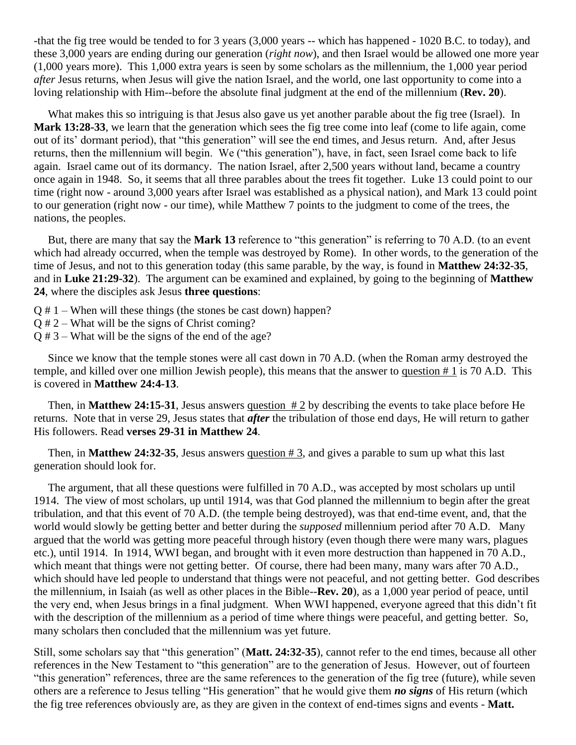-that the fig tree would be tended to for 3 years (3,000 years -- which has happened - 1020 B.C. to today), and these 3,000 years are ending during our generation (*right now*), and then Israel would be allowed one more year (1,000 years more). This 1,000 extra years is seen by some scholars as the millennium, the 1,000 year period *after* Jesus returns, when Jesus will give the nation Israel, and the world, one last opportunity to come into a loving relationship with Him--before the absolute final judgment at the end of the millennium (**Rev. 20**).

What makes this so intriguing is that Jesus also gave us yet another parable about the fig tree (Israel). In **Mark 13:28-33**, we learn that the generation which sees the fig tree come into leaf (come to life again, come out of its' dormant period), that "this generation" will see the end times, and Jesus return. And, after Jesus returns, then the millennium will begin. We ("this generation"), have, in fact, seen Israel come back to life again. Israel came out of its dormancy. The nation Israel, after 2,500 years without land, became a country once again in 1948. So, it seems that all three parables about the trees fit together. Luke 13 could point to our time (right now - around 3,000 years after Israel was established as a physical nation), and Mark 13 could point to our generation (right now - our time), while Matthew 7 points to the judgment to come of the trees, the nations, the peoples.

But, there are many that say the **Mark 13** reference to "this generation" is referring to 70 A.D. (to an event which had already occurred, when the temple was destroyed by Rome). In other words, to the generation of the time of Jesus, and not to this generation today (this same parable, by the way, is found in **Matthew 24:32-35**, and in **Luke 21:29-32**). The argument can be examined and explained, by going to the beginning of **Matthew 24**, where the disciples ask Jesus **three questions**:

Q # 1 – When will these things (the stones be cast down) happen?
Q # 2 – What will be the signs of Christ coming?
Q # 3 – What will be the signs of the end of the age?

Since we know that the temple stones were all cast down in 70 A.D. (when the Roman army destroyed the temple, and killed over one million Jewish people), this means that the answer to <u>question # 1</u> is 70 A.D. This is covered in **Matthew 24:4-13**.

Then, in **Matthew 24:15-31**, Jesus answers <u>question # 2</u> by describing the events to take place before He returns. Note that in verse 29, Jesus states that ***after*** the tribulation of those end days, He will return to gather His followers. Read **verses 29-31 in Matthew 24**.

Then, in **Matthew 24:32-35**, Jesus answers <u>question # 3</u>, and gives a parable to sum up what this last generation should look for.

The argument, that all these questions were fulfilled in 70 A.D., was accepted by most scholars up until 1914. The view of most scholars, up until 1914, was that God planned the millennium to begin after the great tribulation, and that this event of 70 A.D. (the temple being destroyed), was that end-time event, and, that the world would slowly be getting better and better during the *supposed* millennium period after 70 A.D. Many argued that the world was getting more peaceful through history (even though there were many wars, plagues etc.), until 1914. In 1914, WWI began, and brought with it even more destruction than happened in 70 A.D., which meant that things were not getting better. Of course, there had been many, many wars after 70 A.D., which should have led people to understand that things were not peaceful, and not getting better. God describes the millennium, in Isaiah (as well as other places in the Bible--**Rev. 20**), as a 1,000 year period of peace, until the very end, when Jesus brings in a final judgment. When WWI happened, everyone agreed that this didn't fit with the description of the millennium as a period of time where things were peaceful, and getting better. So, many scholars then concluded that the millennium was yet future.

Still, some scholars say that "this generation" (**Matt. 24:32-35**), cannot refer to the end times, because all other references in the New Testament to "this generation" are to the generation of Jesus. However, out of fourteen "this generation" references, three are the same references to the generation of the fig tree (future), while seven others are a reference to Jesus telling "His generation" that he would give them ***no signs*** of His return (which the fig tree references obviously are, as they are given in the context of end-times signs and events - **Matt.**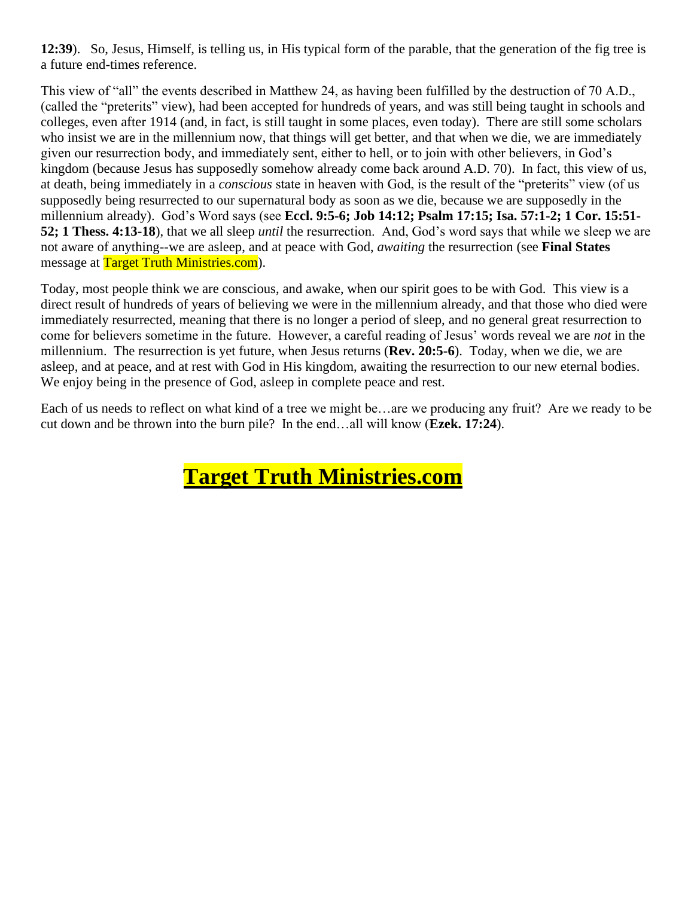**12:39**). So, Jesus, Himself, is telling us, in His typical form of the parable, that the generation of the fig tree is a future end-times reference.

This view of "all" the events described in Matthew 24, as having been fulfilled by the destruction of 70 A.D., (called the "preterits" view), had been accepted for hundreds of years, and was still being taught in schools and colleges, even after 1914 (and, in fact, is still taught in some places, even today). There are still some scholars who insist we are in the millennium now, that things will get better, and that when we die, we are immediately given our resurrection body, and immediately sent, either to hell, or to join with other believers, in God's kingdom (because Jesus has supposedly somehow already come back around A.D. 70). In fact, this view of us, at death, being immediately in a *conscious* state in heaven with God, is the result of the "preterits" view (of us supposedly being resurrected to our supernatural body as soon as we die, because we are supposedly in the millennium already). God's Word says (see **Eccl. 9:5-6; Job 14:12; Psalm 17:15; Isa. 57:1-2; 1 Cor. 15:51-52; 1 Thess. 4:13-18**), that we all sleep *until* the resurrection. And, God's word says that while we sleep we are not aware of anything--we are asleep, and at peace with God, *awaiting* the resurrection (see **Final States** message at Target Truth Ministries.com).

Today, most people think we are conscious, and awake, when our spirit goes to be with God. This view is a direct result of hundreds of years of believing we were in the millennium already, and that those who died were immediately resurrected, meaning that there is no longer a period of sleep, and no general great resurrection to come for believers sometime in the future. However, a careful reading of Jesus' words reveal we are *not* in the millennium. The resurrection is yet future, when Jesus returns (**Rev. 20:5-6**). Today, when we die, we are asleep, and at peace, and at rest with God in His kingdom, awaiting the resurrection to our new eternal bodies. We enjoy being in the presence of God, asleep in complete peace and rest.

Each of us needs to reflect on what kind of a tree we might be…are we producing any fruit? Are we ready to be cut down and be thrown into the burn pile? In the end…all will know (**Ezek. 17:24**).

# Target Truth Ministries.com